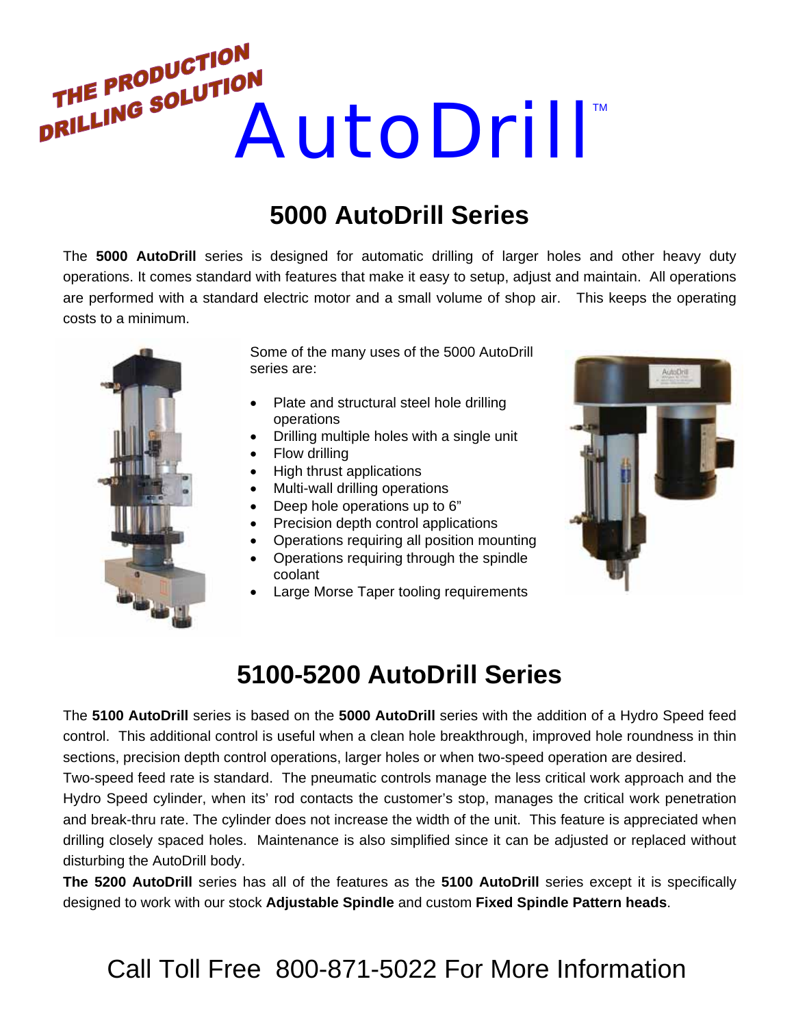THE PRODUCTION DRILLING SOLUTION

# AutoDrill™

## 5000 AutoDrill Series

The **5000 AutoDrill** series is designed for automatic drilling of larger holes and other heavy duty operations. It comes standard with features that make it easy to setup, adjust and maintain. All operations are performed with a standard electric motor and a small volume of shop air. This keeps the operating costs to a minimum.

Some of the many uses of the 5000 AutoDrill series are:

- Plate and structural steel hole drilling operations
- Drilling multiple holes with a single unit
- Flow drilling
- High thrust applications
- Multi-wall drilling operations
- Deep hole operations up to 6"
- Precision depth control applications
- Operations requiring all position mounting
- Operations requiring through the spindle coolant
- Large Morse Taper tooling requirements

## 5100-5200 AutoDrill Series

The **5100 AutoDrill** series is based on the **5000 AutoDrill** series with the addition of a Hydro Speed feed control. This additional control is useful when a clean hole breakthrough, improved hole roundness in thin sections, precision depth control operations, larger holes or when two-speed operation are desired.

Two-speed feed rate is standard. The pneumatic controls manage the less critical work approach and the Hydro Speed cylinder, when its' rod contacts the customer's stop, manages the critical work penetration and break-thru rate. The cylinder does not increase the width of the unit. This feature is appreciated when drilling closely spaced holes. Maintenance is also simplified since it can be adjusted or replaced without disturbing the AutoDrill body.

**The 5200 AutoDrill** series has all of the features as the **5100 AutoDrill** series except it is specifically designed to work with our stock **Adjustable Spindle** and custom **Fixed Spindle Pattern heads**.

Call Toll Free 800-871-5022 For More Information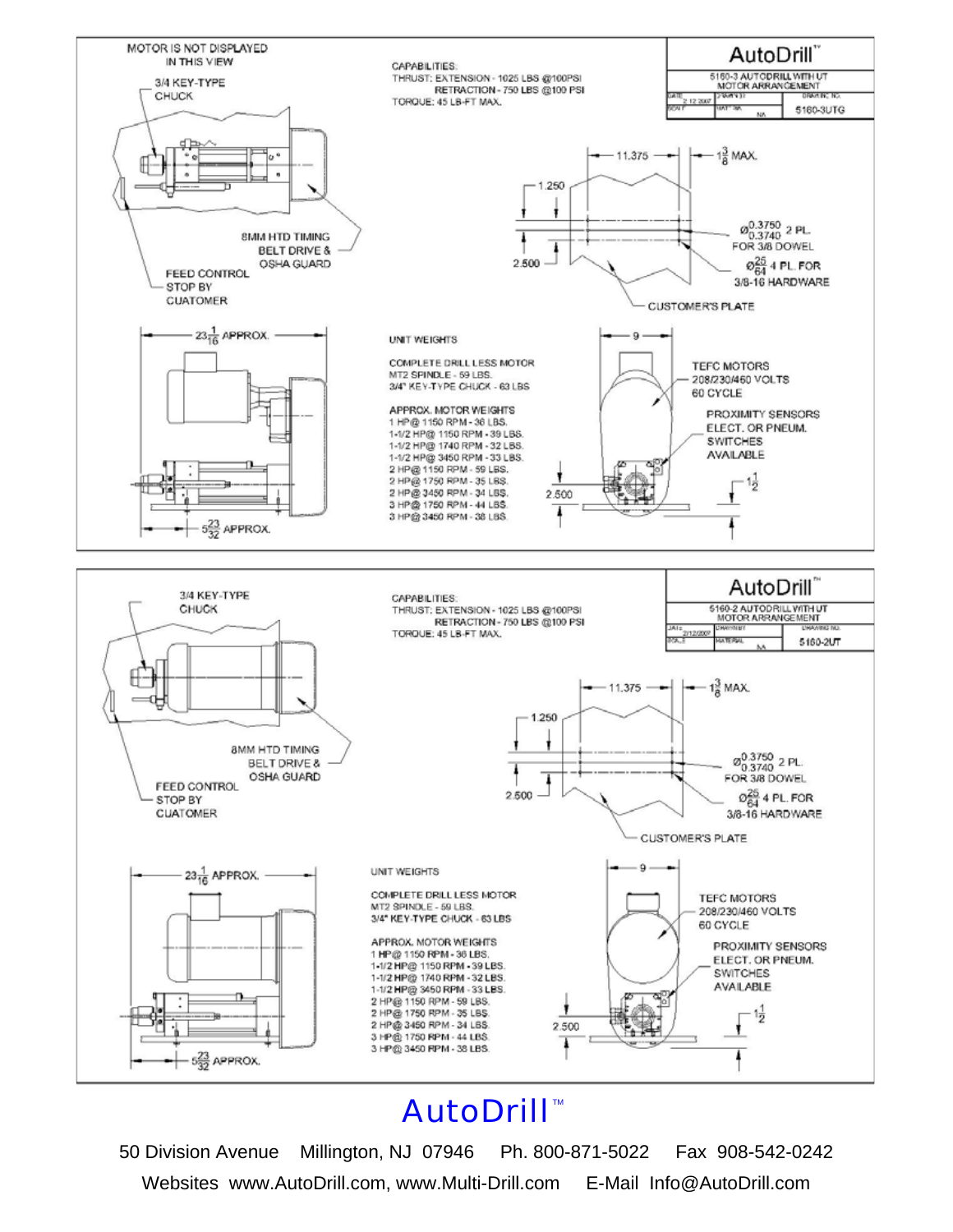## AutoDrill™

**5160-3 AUTODRILL WITH UT MOTOR ARRANGEMENT**

| DATE | DRAWN BY | DRAWING NO. |
|---|---|---|
| 2 12 2007 | | |
| SCALE | MATERIAL NA | 5160-3UTG |

MOTOR IS NOT DISPLAYED IN THIS VIEW

3/4 KEY-TYPE CHUCK

8MM HTD TIMING BELT DRIVE & OSHA GUARD

FEED CONTROL STOP BY CUATOMER

CAPABILITIES:
THRUST: EXTENSION - 1025 LBS @100PSI
RETRACTION - 750 LBS @100 PSI
TORQUE: 45 LB-FT MAX.

11.375

$1\frac{3}{8}$ MAX.

1.250

2.500

$\varnothing^{0.3750}_{0.3740}$ 2 PL. FOR 3/8 DOWEL

$\varnothing\frac{25}{64}$ 4 PL. FOR 3/8-16 HARDWARE

CUSTOMER'S PLATE

$23\frac{1}{16}$ APPROX.

$5\frac{23}{32}$ APPROX.

UNIT WEIGHTS

COMPLETE DRILL LESS MOTOR
MT2 SPINDLE - 59 LBS.
3/4" KEY-TYPE CHUCK - 63 LBS

APPROX. MOTOR WEIGHTS
1 HP@ 1150 RPM - 36 LBS.
1-1/2 HP@ 1150 RPM - 39 LBS.
1-1/2 HP@ 1740 RPM - 32 LBS.
1-1/2 HP@ 3450 RPM - 33 LBS.
2 HP@ 1150 RPM - 59 LBS.
2 HP@ 1750 RPM - 35 LBS.
2 HP@ 3450 RPM - 34 LBS.
3 HP@ 1750 RPM - 44 LBS.
3 HP@ 3450 RPM - 38 LBS.

9

TEFC MOTORS
208/230/460 VOLTS
60 CYCLE

PROXIMITY SENSORS
ELECT. OR PNEUM.
SWITCHES
AVAILABLE

2.500

$1\frac{1}{2}$

## AutoDrill™

**5160-2 AUTODRILL WITH UT MOTOR ARRANGEMENT**

| DATE | DRAWN BY | DRAWING NO. |
|---|---|---|
| 2/12/2007 | | |
| SCALE | MATERIAL NA | 5160-2UT |

3/4 KEY-TYPE CHUCK

8MM HTD TIMING BELT DRIVE & OSHA GUARD

FEED CONTROL STOP BY CUATOMER

CAPABILITIES:
THRUST: EXTENSION - 1025 LBS @100PSI
RETRACTION - 750 LBS @100 PSI
TORQUE: 45 LB-FT MAX.

11.375

$1\frac{3}{8}$ MAX.

1.250

2.500

$\varnothing^{0.3750}_{0.3740}$ 2 PL. FOR 3/8 DOWEL

$\varnothing\frac{25}{64}$ 4 PL. FOR 3/8-16 HARDWARE

CUSTOMER'S PLATE

$23\frac{1}{16}$ APPROX.

$5\frac{23}{32}$ APPROX.

UNIT WEIGHTS

COMPLETE DRILL LESS MOTOR
MT2 SPINDLE - 59 LBS.
3/4" KEY-TYPE CHUCK - 63 LBS

APPROX. MOTOR WEIGHTS
1 HP@ 1150 RPM - 36 LBS.
1-1/2 HP@ 1150 RPM - 39 LBS.
1-1/2 HP@ 1740 RPM - 32 LBS.
1-1/2 HP@ 3450 RPM - 33 LBS.
2 HP@ 1150 RPM - 59 LBS.
2 HP@ 1750 RPM - 35 LBS.
2 HP@ 3450 RPM - 34 LBS.
3 HP@ 1750 RPM - 44 LBS.
3 HP@ 3450 RPM - 38 LBS.

9

TEFC MOTORS
208/230/460 VOLTS
60 CYCLE

PROXIMITY SENSORS
ELECT. OR PNEUM.
SWITCHES
AVAILABLE

2.500

$1\frac{1}{2}$

# AutoDrill™

50 Division Avenue Millington, NJ 07946 Ph. 800-871-5022 Fax 908-542-0242

Websites www.AutoDrill.com, www.Multi-Drill.com E-Mail Info@AutoDrill.com